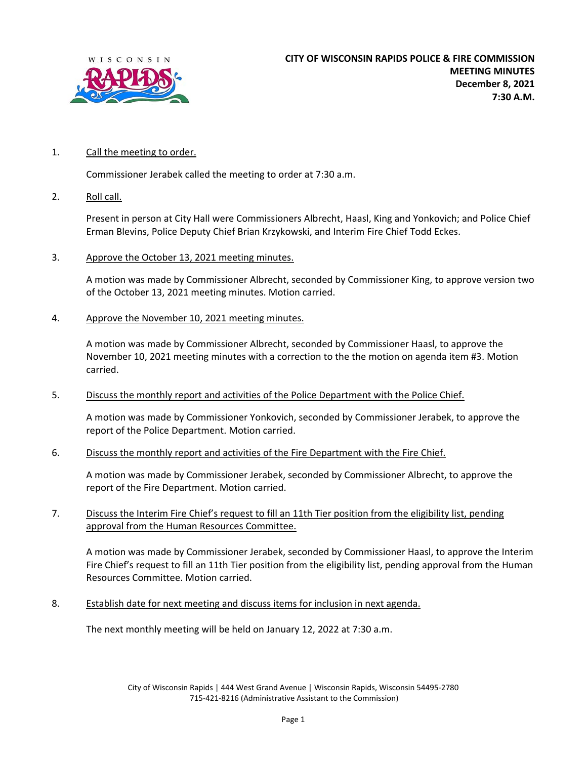# CITY OF WISCONSIN RAPIDS POLICE & FIRE COMMISSION MEETING MINUTES

**December 8, 2021**
**7:30 A.M.**

1. Call the meeting to order.

   Commissioner Jerabek called the meeting to order at 7:30 a.m.

2. Roll call.

   Present in person at City Hall were Commissioners Albrecht, Haasl, King and Yonkovich; and Police Chief Erman Blevins, Police Deputy Chief Brian Krzykowski, and Interim Fire Chief Todd Eckes.

3. Approve the October 13, 2021 meeting minutes.

   A motion was made by Commissioner Albrecht, seconded by Commissioner King, to approve version two of the October 13, 2021 meeting minutes. Motion carried.

4. Approve the November 10, 2021 meeting minutes.

   A motion was made by Commissioner Albrecht, seconded by Commissioner Haasl, to approve the November 10, 2021 meeting minutes with a correction to the the motion on agenda item #3. Motion carried.

5. Discuss the monthly report and activities of the Police Department with the Police Chief.

   A motion was made by Commissioner Yonkovich, seconded by Commissioner Jerabek, to approve the report of the Police Department. Motion carried.

6. Discuss the monthly report and activities of the Fire Department with the Fire Chief.

   A motion was made by Commissioner Jerabek, seconded by Commissioner Albrecht, to approve the report of the Fire Department. Motion carried.

7. Discuss the Interim Fire Chief's request to fill an 11th Tier position from the eligibility list, pending approval from the Human Resources Committee.

   A motion was made by Commissioner Jerabek, seconded by Commissioner Haasl, to approve the Interim Fire Chief's request to fill an 11th Tier position from the eligibility list, pending approval from the Human Resources Committee. Motion carried.

8. Establish date for next meeting and discuss items for inclusion in next agenda.

   The next monthly meeting will be held on January 12, 2022 at 7:30 a.m.

City of Wisconsin Rapids | 444 West Grand Avenue | Wisconsin Rapids, Wisconsin 54495-2780
715-421-8216 (Administrative Assistant to the Commission)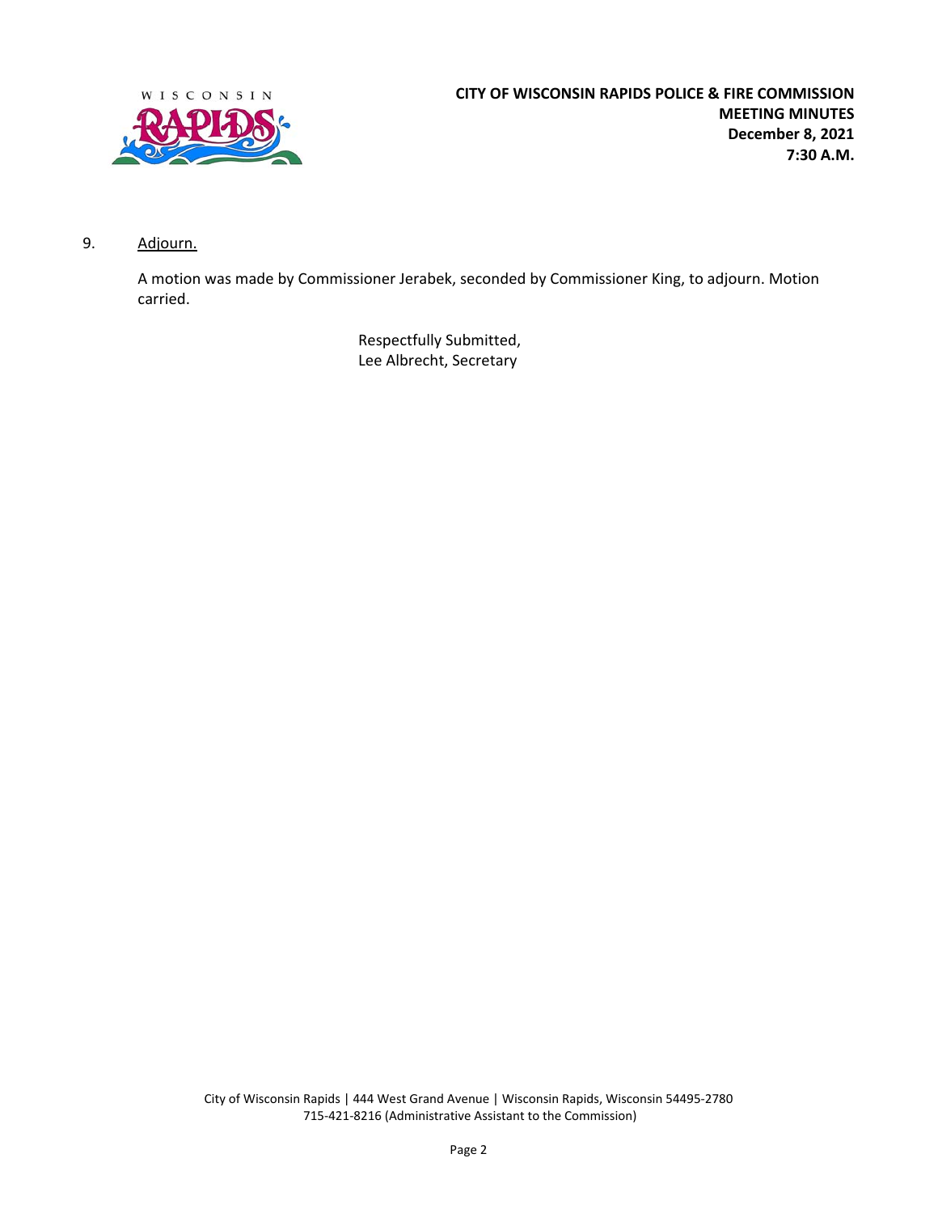9. Adjourn.

A motion was made by Commissioner Jerabek, seconded by Commissioner King, to adjourn. Motion carried.

Respectfully Submitted,
Lee Albrecht, Secretary